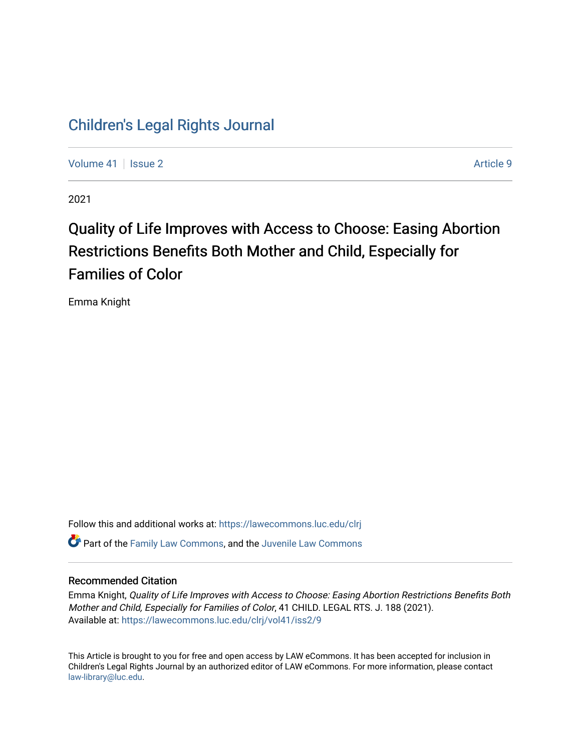# Children's Legal Rights Journal

Volume 41 | Issue 2 | Article 9

2021

## Quality of Life Improves with Access to Choose: Easing Abortion Restrictions Benefits Both Mother and Child, Especially for Families of Color

Emma Knight

Follow this and additional works at: https://lawecommons.luc.edu/clrj

Part of the Family Law Commons, and the Juvenile Law Commons

### Recommended Citation

Emma Knight, *Quality of Life Improves with Access to Choose: Easing Abortion Restrictions Benefits Both Mother and Child, Especially for Families of Color*, 41 CHILD. LEGAL RTS. J. 188 (2021).
Available at: https://lawecommons.luc.edu/clrj/vol41/iss2/9

This Article is brought to you for free and open access by LAW eCommons. It has been accepted for inclusion in Children's Legal Rights Journal by an authorized editor of LAW eCommons. For more information, please contact law-library@luc.edu.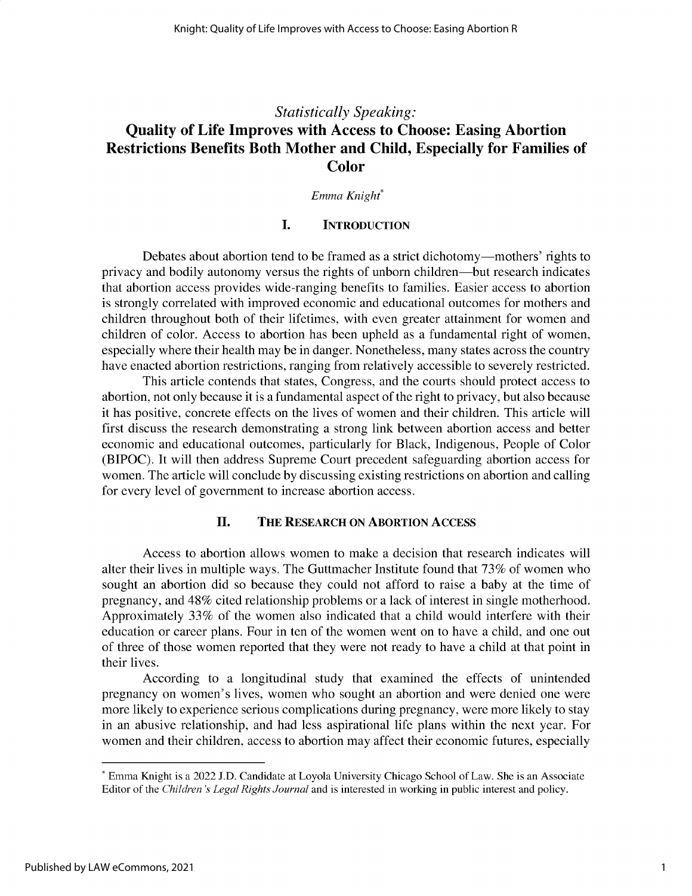*Statistically Speaking:*

# Quality of Life Improves with Access to Choose: Easing Abortion Restrictions Benefits Both Mother and Child, Especially for Families of Color

*Emma Knight*[*]

## I. INTRODUCTION

Debates about abortion tend to be framed as a strict dichotomy—mothers' rights to privacy and bodily autonomy versus the rights of unborn children—but research indicates that abortion access provides wide-ranging benefits to families. Easier access to abortion is strongly correlated with improved economic and educational outcomes for mothers and children throughout both of their lifetimes, with even greater attainment for women and children of color. Access to abortion has been upheld as a fundamental right of women, especially where their health may be in danger. Nonetheless, many states across the country have enacted abortion restrictions, ranging from relatively accessible to severely restricted.

This article contends that states, Congress, and the courts should protect access to abortion, not only because it is a fundamental aspect of the right to privacy, but also because it has positive, concrete effects on the lives of women and their children. This article will first discuss the research demonstrating a strong link between abortion access and better economic and educational outcomes, particularly for Black, Indigenous, People of Color (BIPOC). It will then address Supreme Court precedent safeguarding abortion access for women. The article will conclude by discussing existing restrictions on abortion and calling for every level of government to increase abortion access.

## II. THE RESEARCH ON ABORTION ACCESS

Access to abortion allows women to make a decision that research indicates will alter their lives in multiple ways. The Guttmacher Institute found that 73% of women who sought an abortion did so because they could not afford to raise a baby at the time of pregnancy, and 48% cited relationship problems or a lack of interest in single motherhood. Approximately 33% of the women also indicated that a child would interfere with their education or career plans. Four in ten of the women went on to have a child, and one out of three of those women reported that they were not ready to have a child at that point in their lives.

According to a longitudinal study that examined the effects of unintended pregnancy on women's lives, women who sought an abortion and were denied one were more likely to experience serious complications during pregnancy, were more likely to stay in an abusive relationship, and had less aspirational life plans within the next year. For women and their children, access to abortion may affect their economic futures, especially

[*] Emma Knight is a 2022 J.D. Candidate at Loyola University Chicago School of Law. She is an Associate Editor of the *Children's Legal Rights Journal* and is interested in working in public interest and policy.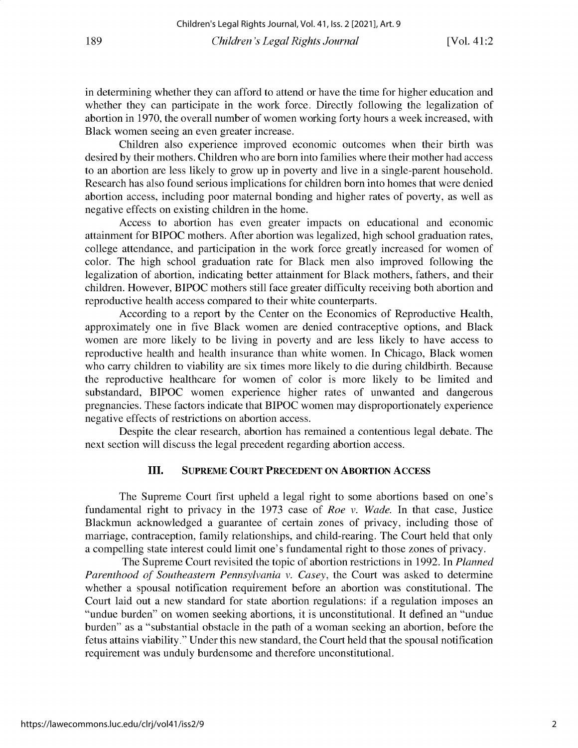in determining whether they can afford to attend or have the time for higher education and whether they can participate in the work force. Directly following the legalization of abortion in 1970, the overall number of women working forty hours a week increased, with Black women seeing an even greater increase.

Children also experience improved economic outcomes when their birth was desired by their mothers. Children who are born into families where their mother had access to an abortion are less likely to grow up in poverty and live in a single-parent household. Research has also found serious implications for children born into homes that were denied abortion access, including poor maternal bonding and higher rates of poverty, as well as negative effects on existing children in the home.

Access to abortion has even greater impacts on educational and economic attainment for BIPOC mothers. After abortion was legalized, high school graduation rates, college attendance, and participation in the work force greatly increased for women of color. The high school graduation rate for Black men also improved following the legalization of abortion, indicating better attainment for Black mothers, fathers, and their children. However, BIPOC mothers still face greater difficulty receiving both abortion and reproductive health access compared to their white counterparts.

According to a report by the Center on the Economics of Reproductive Health, approximately one in five Black women are denied contraceptive options, and Black women are more likely to be living in poverty and are less likely to have access to reproductive health and health insurance than white women. In Chicago, Black women who carry children to viability are six times more likely to die during childbirth. Because the reproductive healthcare for women of color is more likely to be limited and substandard, BIPOC women experience higher rates of unwanted and dangerous pregnancies. These factors indicate that BIPOC women may disproportionately experience negative effects of restrictions on abortion access.

Despite the clear research, abortion has remained a contentious legal debate. The next section will discuss the legal precedent regarding abortion access.

## III. Supreme Court Precedent on Abortion Access

The Supreme Court first upheld a legal right to some abortions based on one's fundamental right to privacy in the 1973 case of *Roe v. Wade*. In that case, Justice Blackmun acknowledged a guarantee of certain zones of privacy, including those of marriage, contraception, family relationships, and child-rearing. The Court held that only a compelling state interest could limit one's fundamental right to those zones of privacy.

The Supreme Court revisited the topic of abortion restrictions in 1992. In *Planned Parenthood of Southeastern Pennsylvania v. Casey*, the Court was asked to determine whether a spousal notification requirement before an abortion was constitutional. The Court laid out a new standard for state abortion regulations: if a regulation imposes an "undue burden" on women seeking abortions, it is unconstitutional. It defined an "undue burden" as a "substantial obstacle in the path of a woman seeking an abortion, before the fetus attains viability." Under this new standard, the Court held that the spousal notification requirement was unduly burdensome and therefore unconstitutional.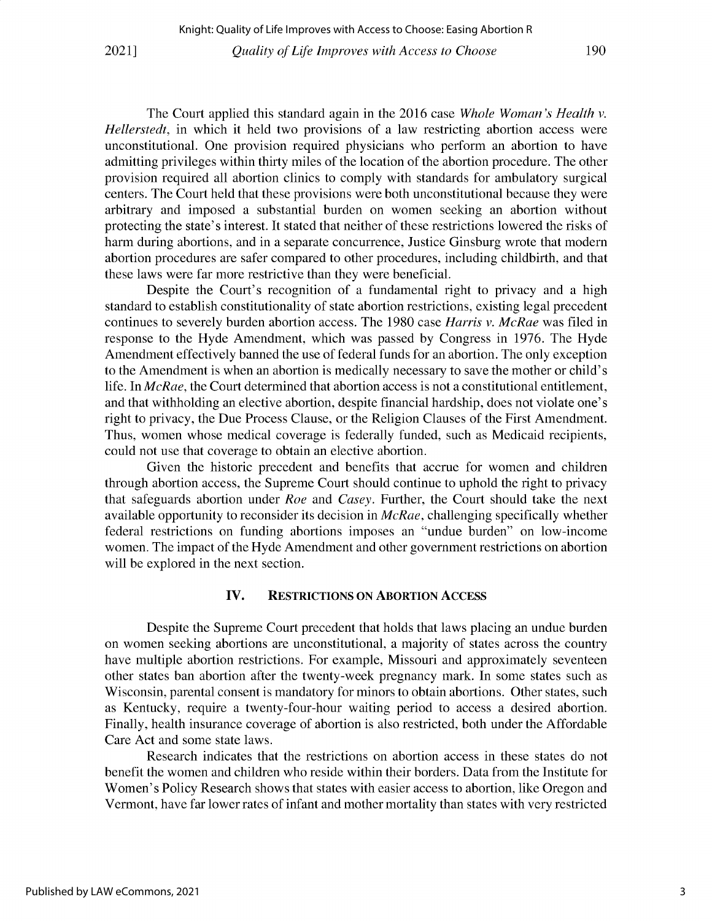The Court applied this standard again in the 2016 case *Whole Woman's Health v. Hellerstedt*, in which it held two provisions of a law restricting abortion access were unconstitutional. One provision required physicians who perform an abortion to have admitting privileges within thirty miles of the location of the abortion procedure. The other provision required all abortion clinics to comply with standards for ambulatory surgical centers. The Court held that these provisions were both unconstitutional because they were arbitrary and imposed a substantial burden on women seeking an abortion without protecting the state's interest. It stated that neither of these restrictions lowered the risks of harm during abortions, and in a separate concurrence, Justice Ginsburg wrote that modern abortion procedures are safer compared to other procedures, including childbirth, and that these laws were far more restrictive than they were beneficial.

Despite the Court's recognition of a fundamental right to privacy and a high standard to establish constitutionality of state abortion restrictions, existing legal precedent continues to severely burden abortion access. The 1980 case *Harris v. McRae* was filed in response to the Hyde Amendment, which was passed by Congress in 1976. The Hyde Amendment effectively banned the use of federal funds for an abortion. The only exception to the Amendment is when an abortion is medically necessary to save the mother or child's life. In *McRae*, the Court determined that abortion access is not a constitutional entitlement, and that withholding an elective abortion, despite financial hardship, does not violate one's right to privacy, the Due Process Clause, or the Religion Clauses of the First Amendment. Thus, women whose medical coverage is federally funded, such as Medicaid recipients, could not use that coverage to obtain an elective abortion.

Given the historic precedent and benefits that accrue for women and children through abortion access, the Supreme Court should continue to uphold the right to privacy that safeguards abortion under *Roe* and *Casey*. Further, the Court should take the next available opportunity to reconsider its decision in *McRae*, challenging specifically whether federal restrictions on funding abortions imposes an "undue burden" on low-income women. The impact of the Hyde Amendment and other government restrictions on abortion will be explored in the next section.

## IV. RESTRICTIONS ON ABORTION ACCESS

Despite the Supreme Court precedent that holds that laws placing an undue burden on women seeking abortions are unconstitutional, a majority of states across the country have multiple abortion restrictions. For example, Missouri and approximately seventeen other states ban abortion after the twenty-week pregnancy mark. In some states such as Wisconsin, parental consent is mandatory for minors to obtain abortions. Other states, such as Kentucky, require a twenty-four-hour waiting period to access a desired abortion. Finally, health insurance coverage of abortion is also restricted, both under the Affordable Care Act and some state laws.

Research indicates that the restrictions on abortion access in these states do not benefit the women and children who reside within their borders. Data from the Institute for Women's Policy Research shows that states with easier access to abortion, like Oregon and Vermont, have far lower rates of infant and mother mortality than states with very restricted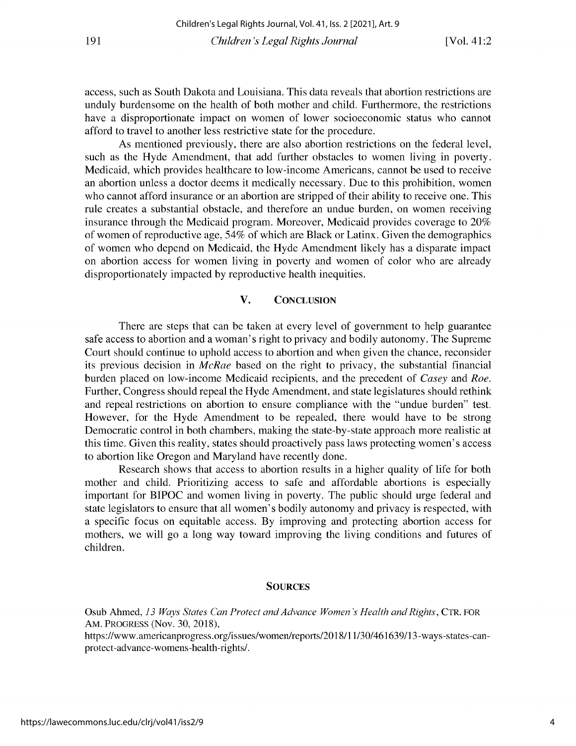access, such as South Dakota and Louisiana. This data reveals that abortion restrictions are unduly burdensome on the health of both mother and child. Furthermore, the restrictions have a disproportionate impact on women of lower socioeconomic status who cannot afford to travel to another less restrictive state for the procedure.

As mentioned previously, there are also abortion restrictions on the federal level, such as the Hyde Amendment, that add further obstacles to women living in poverty. Medicaid, which provides healthcare to low-income Americans, cannot be used to receive an abortion unless a doctor deems it medically necessary. Due to this prohibition, women who cannot afford insurance or an abortion are stripped of their ability to receive one. This rule creates a substantial obstacle, and therefore an undue burden, on women receiving insurance through the Medicaid program. Moreover, Medicaid provides coverage to 20% of women of reproductive age, 54% of which are Black or Latinx. Given the demographics of women who depend on Medicaid, the Hyde Amendment likely has a disparate impact on abortion access for women living in poverty and women of color who are already disproportionately impacted by reproductive health inequities.

## V. CONCLUSION

There are steps that can be taken at every level of government to help guarantee safe access to abortion and a woman's right to privacy and bodily autonomy. The Supreme Court should continue to uphold access to abortion and when given the chance, reconsider its previous decision in *McRae* based on the right to privacy, the substantial financial burden placed on low-income Medicaid recipients, and the precedent of *Casey* and *Roe*. Further, Congress should repeal the Hyde Amendment, and state legislatures should rethink and repeal restrictions on abortion to ensure compliance with the "undue burden" test. However, for the Hyde Amendment to be repealed, there would have to be strong Democratic control in both chambers, making the state-by-state approach more realistic at this time. Given this reality, states should proactively pass laws protecting women's access to abortion like Oregon and Maryland have recently done.

Research shows that access to abortion results in a higher quality of life for both mother and child. Prioritizing access to safe and affordable abortions is especially important for BIPOC and women living in poverty. The public should urge federal and state legislators to ensure that all women's bodily autonomy and privacy is respected, with a specific focus on equitable access. By improving and protecting abortion access for mothers, we will go a long way toward improving the living conditions and futures of children.

## SOURCES

Osub Ahmed, *13 Ways States Can Protect and Advance Women's Health and Rights*, CTR. FOR AM. PROGRESS (Nov. 30, 2018), https://www.americanprogress.org/issues/women/reports/2018/11/30/461639/13-ways-states-can-protect-advance-womens-health-rights/.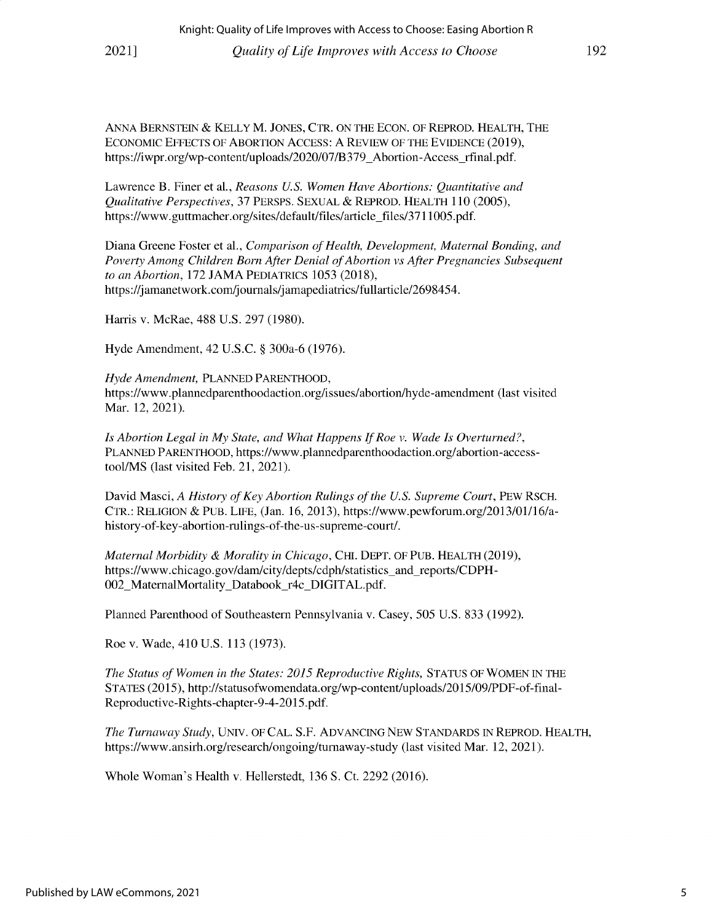ANNA BERNSTEIN & KELLY M. JONES, CTR. ON THE ECON. OF REPROD. HEALTH, THE ECONOMIC EFFECTS OF ABORTION ACCESS: A REVIEW OF THE EVIDENCE (2019), https://iwpr.org/wp-content/uploads/2020/07/B379_Abortion-Access_rfinal.pdf.

Lawrence B. Finer et al., *Reasons U.S. Women Have Abortions: Quantitative and Qualitative Perspectives*, 37 PERSPS. SEXUAL & REPROD. HEALTH 110 (2005), https://www.guttmacher.org/sites/default/files/article_files/3711005.pdf.

Diana Greene Foster et al., *Comparison of Health, Development, Maternal Bonding, and Poverty Among Children Born After Denial of Abortion vs After Pregnancies Subsequent to an Abortion*, 172 JAMA PEDIATRICS 1053 (2018), https://jamanetwork.com/journals/jamapediatrics/fullarticle/2698454.

Harris v. McRae, 488 U.S. 297 (1980).

Hyde Amendment, 42 U.S.C. § 300a-6 (1976).

*Hyde Amendment*, PLANNED PARENTHOOD, https://www.plannedparenthoodaction.org/issues/abortion/hyde-amendment (last visited Mar. 12, 2021).

*Is Abortion Legal in My State, and What Happens If Roe v. Wade Is Overturned?*, PLANNED PARENTHOOD, https://www.plannedparenthoodaction.org/abortion-access-tool/MS (last visited Feb. 21, 2021).

David Masci, *A History of Key Abortion Rulings of the U.S. Supreme Court*, PEW RSCH. CTR.: RELIGION & PUB. LIFE, (Jan. 16, 2013), https://www.pewforum.org/2013/01/16/a-history-of-key-abortion-rulings-of-the-us-supreme-court/.

*Maternal Morbidity & Morality in Chicago*, CHI. DEPT. OF PUB. HEALTH (2019), https://www.chicago.gov/dam/city/depts/cdph/statistics_and_reports/CDPH-002_MaternalMortality_Databook_r4c_DIGITAL.pdf.

Planned Parenthood of Southeastern Pennsylvania v. Casey, 505 U.S. 833 (1992).

Roe v. Wade, 410 U.S. 113 (1973).

*The Status of Women in the States: 2015 Reproductive Rights*, STATUS OF WOMEN IN THE STATES (2015), http://statusofwomendata.org/wp-content/uploads/2015/09/PDF-of-final-Reproductive-Rights-chapter-9-4-2015.pdf.

*The Turnaway Study*, UNIV. OF CAL. S.F. ADVANCING NEW STANDARDS IN REPROD. HEALTH, https://www.ansirh.org/research/ongoing/turnaway-study (last visited Mar. 12, 2021).

Whole Woman's Health v. Hellerstedt, 136 S. Ct. 2292 (2016).